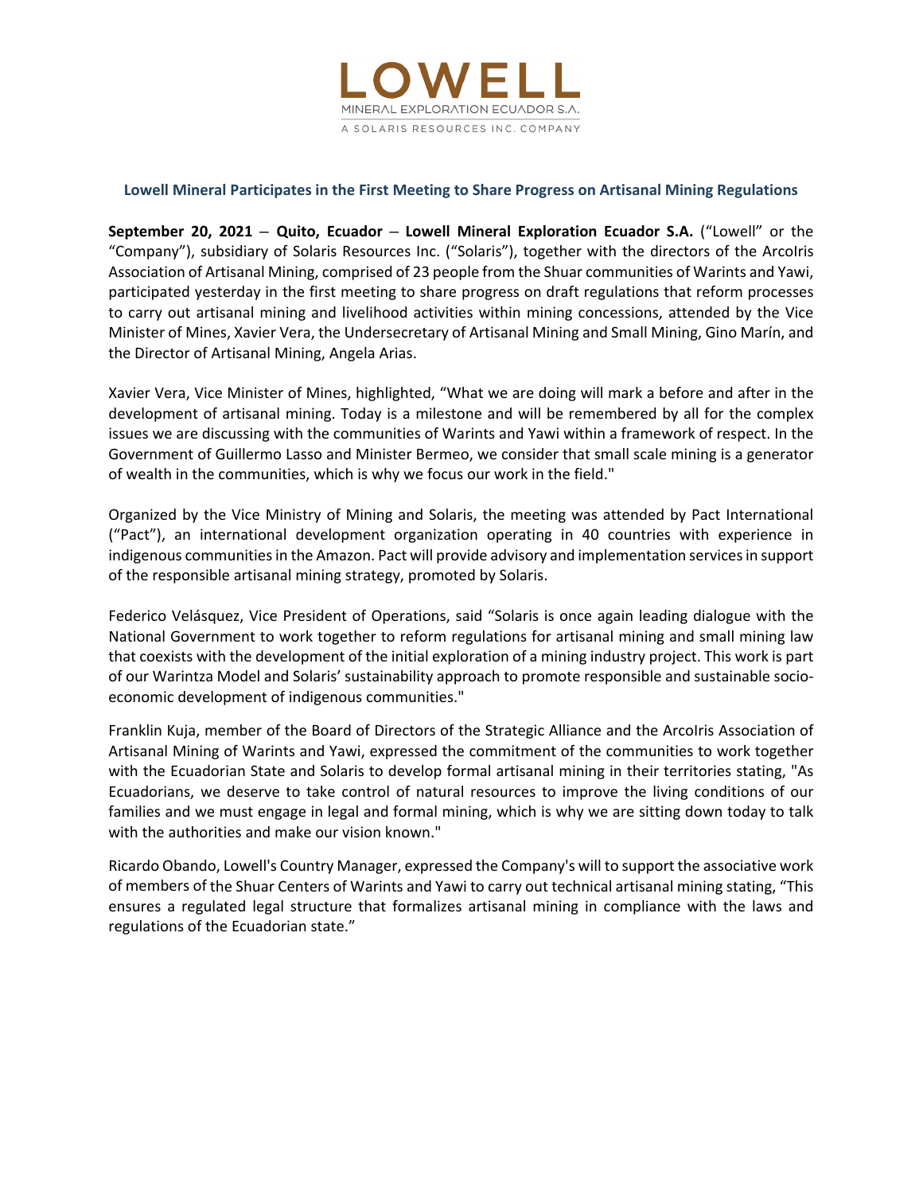LOWELL

MINERAL EXPLORATION ECUADOR S.A.

A SOLARIS RESOURCES INC. COMPANY

## Lowell Mineral Participates in the First Meeting to Share Progress on Artisanal Mining Regulations

**September 20, 2021** – **Quito, Ecuador** – **Lowell Mineral Exploration Ecuador S.A.** ("Lowell" or the "Company"), subsidiary of Solaris Resources Inc. ("Solaris"), together with the directors of the ArcoIris Association of Artisanal Mining, comprised of 23 people from the Shuar communities of Warints and Yawi, participated yesterday in the first meeting to share progress on draft regulations that reform processes to carry out artisanal mining and livelihood activities within mining concessions, attended by the Vice Minister of Mines, Xavier Vera, the Undersecretary of Artisanal Mining and Small Mining, Gino Marín, and the Director of Artisanal Mining, Angela Arias.

Xavier Vera, Vice Minister of Mines, highlighted, "What we are doing will mark a before and after in the development of artisanal mining. Today is a milestone and will be remembered by all for the complex issues we are discussing with the communities of Warints and Yawi within a framework of respect. In the Government of Guillermo Lasso and Minister Bermeo, we consider that small scale mining is a generator of wealth in the communities, which is why we focus our work in the field."

Organized by the Vice Ministry of Mining and Solaris, the meeting was attended by Pact International ("Pact"), an international development organization operating in 40 countries with experience in indigenous communities in the Amazon. Pact will provide advisory and implementation services in support of the responsible artisanal mining strategy, promoted by Solaris.

Federico Velásquez, Vice President of Operations, said "Solaris is once again leading dialogue with the National Government to work together to reform regulations for artisanal mining and small mining law that coexists with the development of the initial exploration of a mining industry project. This work is part of our Warintza Model and Solaris' sustainability approach to promote responsible and sustainable socio-economic development of indigenous communities."

Franklin Kuja, member of the Board of Directors of the Strategic Alliance and the ArcoIris Association of Artisanal Mining of Warints and Yawi, expressed the commitment of the communities to work together with the Ecuadorian State and Solaris to develop formal artisanal mining in their territories stating, "As Ecuadorians, we deserve to take control of natural resources to improve the living conditions of our families and we must engage in legal and formal mining, which is why we are sitting down today to talk with the authorities and make our vision known."

Ricardo Obando, Lowell's Country Manager, expressed the Company's will to support the associative work of members of the Shuar Centers of Warints and Yawi to carry out technical artisanal mining stating, "This ensures a regulated legal structure that formalizes artisanal mining in compliance with the laws and regulations of the Ecuadorian state."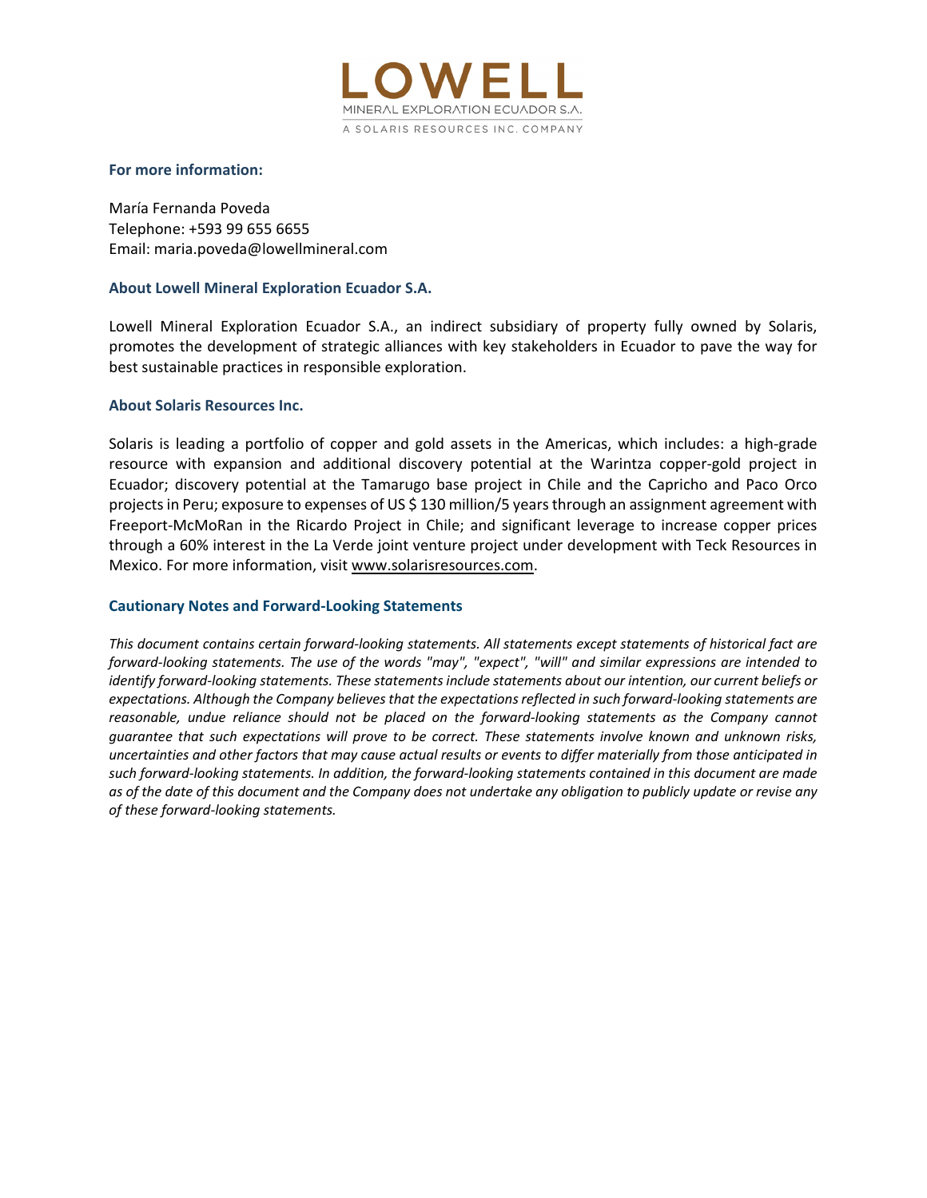LOWELL

MINERAL EXPLORATION ECUADOR S.A.

A SOLARIS RESOURCES INC. COMPANY

**For more information:**

María Fernanda Poveda
Telephone: +593 99 655 6655
Email: maria.poveda@lowellmineral.com

**About Lowell Mineral Exploration Ecuador S.A.**

Lowell Mineral Exploration Ecuador S.A., an indirect subsidiary of property fully owned by Solaris, promotes the development of strategic alliances with key stakeholders in Ecuador to pave the way for best sustainable practices in responsible exploration.

**About Solaris Resources Inc.**

Solaris is leading a portfolio of copper and gold assets in the Americas, which includes: a high-grade resource with expansion and additional discovery potential at the Warintza copper-gold project in Ecuador; discovery potential at the Tamarugo base project in Chile and the Capricho and Paco Orco projects in Peru; exposure to expenses of US $ 130 million/5 years through an assignment agreement with Freeport-McMoRan in the Ricardo Project in Chile; and significant leverage to increase copper prices through a 60% interest in the La Verde joint venture project under development with Teck Resources in Mexico. For more information, visit www.solarisresources.com.

**Cautionary Notes and Forward-Looking Statements**

*This document contains certain forward-looking statements. All statements except statements of historical fact are forward-looking statements. The use of the words "may", "expect", "will" and similar expressions are intended to identify forward-looking statements. These statements include statements about our intention, our current beliefs or expectations. Although the Company believes that the expectations reflected in such forward-looking statements are reasonable, undue reliance should not be placed on the forward-looking statements as the Company cannot guarantee that such expectations will prove to be correct. These statements involve known and unknown risks, uncertainties and other factors that may cause actual results or events to differ materially from those anticipated in such forward-looking statements. In addition, the forward-looking statements contained in this document are made as of the date of this document and the Company does not undertake any obligation to publicly update or revise any of these forward-looking statements.*